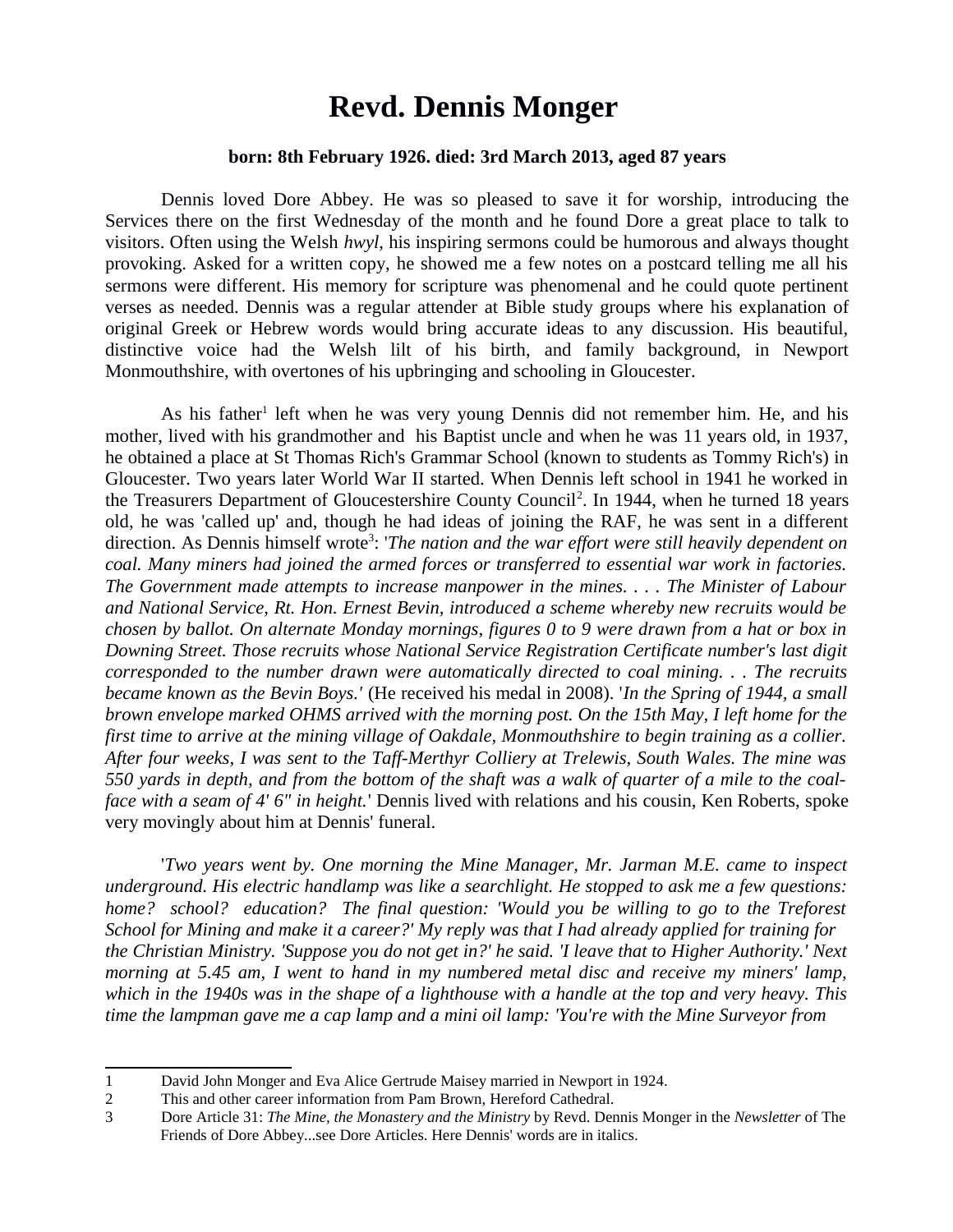# Revd. Dennis Monger

**born: 8th February 1926. died: 3rd March 2013, aged 87 years**

Dennis loved Dore Abbey. He was so pleased to save it for worship, introducing the Services there on the first Wednesday of the month and he found Dore a great place to talk to visitors. Often using the Welsh *hwyl*, his inspiring sermons could be humorous and always thought provoking. Asked for a written copy, he showed me a few notes on a postcard telling me all his sermons were different. His memory for scripture was phenomenal and he could quote pertinent verses as needed. Dennis was a regular attender at Bible study groups where his explanation of original Greek or Hebrew words would bring accurate ideas to any discussion. His beautiful, distinctive voice had the Welsh lilt of his birth, and family background, in Newport Monmouthshire, with overtones of his upbringing and schooling in Gloucester.

As his father[1] left when he was very young Dennis did not remember him. He, and his mother, lived with his grandmother and his Baptist uncle and when he was 11 years old, in 1937, he obtained a place at St Thomas Rich's Grammar School (known to students as Tommy Rich's) in Gloucester. Two years later World War II started. When Dennis left school in 1941 he worked in the Treasurers Department of Gloucestershire County Council[2]. In 1944, when he turned 18 years old, he was 'called up' and, though he had ideas of joining the RAF, he was sent in a different direction. As Dennis himself wrote[3]: '*The nation and the war effort were still heavily dependent on coal. Many miners had joined the armed forces or transferred to essential war work in factories. The Government made attempts to increase manpower in the mines. . . . The Minister of Labour and National Service, Rt. Hon. Ernest Bevin, introduced a scheme whereby new recruits would be chosen by ballot. On alternate Monday mornings, figures 0 to 9 were drawn from a hat or box in Downing Street. Those recruits whose National Service Registration Certificate number's last digit corresponded to the number drawn were automatically directed to coal mining. . . The recruits became known as the Bevin Boys.'* (He received his medal in 2008). '*In the Spring of 1944, a small brown envelope marked OHMS arrived with the morning post. On the 15th May, I left home for the first time to arrive at the mining village of Oakdale, Monmouthshire to begin training as a collier. After four weeks, I was sent to the Taff-Merthyr Colliery at Trelewis, South Wales. The mine was 550 yards in depth, and from the bottom of the shaft was a walk of quarter of a mile to the coal-face with a seam of 4' 6" in height.*' Dennis lived with relations and his cousin, Ken Roberts, spoke very movingly about him at Dennis' funeral.

'*Two years went by. One morning the Mine Manager, Mr. Jarman M.E. came to inspect underground. His electric handlamp was like a searchlight. He stopped to ask me a few questions: home? school? education? The final question: 'Would you be willing to go to the Treforest School for Mining and make it a career?' My reply was that I had already applied for training for the Christian Ministry. 'Suppose you do not get in?' he said. 'I leave that to Higher Authority.' Next morning at 5.45 am, I went to hand in my numbered metal disc and receive my miners' lamp, which in the 1940s was in the shape of a lighthouse with a handle at the top and very heavy. This time the lampman gave me a cap lamp and a mini oil lamp: 'You're with the Mine Surveyor from*

---

1 David John Monger and Eva Alice Gertrude Maisey married in Newport in 1924.

2 This and other career information from Pam Brown, Hereford Cathedral.

3 Dore Article 31: *The Mine, the Monastery and the Ministry* by Revd. Dennis Monger in the *Newsletter* of The Friends of Dore Abbey...see Dore Articles. Here Dennis' words are in italics.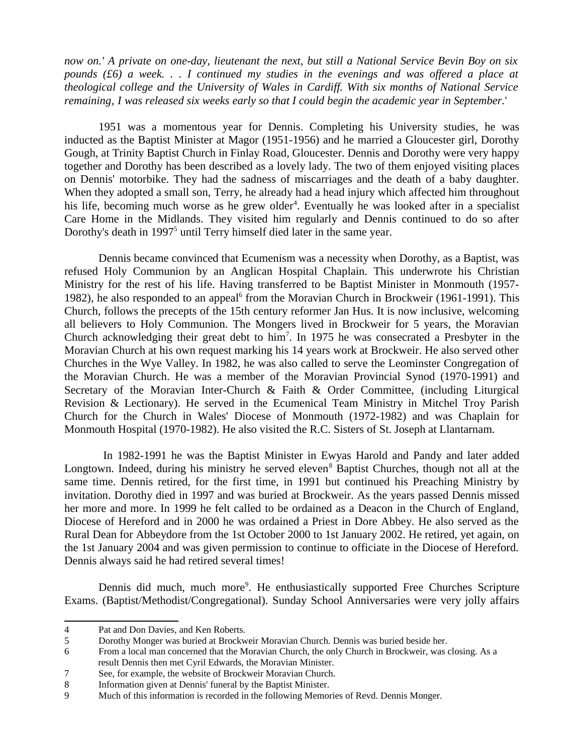*now on.' A private on one-day, lieutenant the next, but still a National Service Bevin Boy on six pounds (£6) a week. . . I continued my studies in the evenings and was offered a place at theological college and the University of Wales in Cardiff. With six months of National Service remaining, I was released six weeks early so that I could begin the academic year in September.*'

1951 was a momentous year for Dennis. Completing his University studies, he was inducted as the Baptist Minister at Magor (1951-1956) and he married a Gloucester girl, Dorothy Gough, at Trinity Baptist Church in Finlay Road, Gloucester. Dennis and Dorothy were very happy together and Dorothy has been described as a lovely lady. The two of them enjoyed visiting places on Dennis' motorbike. They had the sadness of miscarriages and the death of a baby daughter. When they adopted a small son, Terry, he already had a head injury which affected him throughout his life, becoming much worse as he grew older[4]. Eventually he was looked after in a specialist Care Home in the Midlands. They visited him regularly and Dennis continued to do so after Dorothy's death in 1997[5] until Terry himself died later in the same year.

Dennis became convinced that Ecumenism was a necessity when Dorothy, as a Baptist, was refused Holy Communion by an Anglican Hospital Chaplain. This underwrote his Christian Ministry for the rest of his life. Having transferred to be Baptist Minister in Monmouth (1957-1982), he also responded to an appeal[6] from the Moravian Church in Brockweir (1961-1991). This Church, follows the precepts of the 15th century reformer Jan Hus. It is now inclusive, welcoming all believers to Holy Communion. The Mongers lived in Brockweir for 5 years, the Moravian Church acknowledging their great debt to him[7]. In 1975 he was consecrated a Presbyter in the Moravian Church at his own request marking his 14 years work at Brockweir. He also served other Churches in the Wye Valley. In 1982, he was also called to serve the Leominster Congregation of the Moravian Church. He was a member of the Moravian Provincial Synod (1970-1991) and Secretary of the Moravian Inter-Church & Faith & Order Committee, (including Liturgical Revision & Lectionary). He served in the Ecumenical Team Ministry in Mitchel Troy Parish Church for the Church in Wales' Diocese of Monmouth (1972-1982) and was Chaplain for Monmouth Hospital (1970-1982). He also visited the R.C. Sisters of St. Joseph at Llantarnam.

In 1982-1991 he was the Baptist Minister in Ewyas Harold and Pandy and later added Longtown. Indeed, during his ministry he served eleven[8] Baptist Churches, though not all at the same time. Dennis retired, for the first time, in 1991 but continued his Preaching Ministry by invitation. Dorothy died in 1997 and was buried at Brockweir. As the years passed Dennis missed her more and more. In 1999 he felt called to be ordained as a Deacon in the Church of England, Diocese of Hereford and in 2000 he was ordained a Priest in Dore Abbey. He also served as the Rural Dean for Abbeydore from the 1st October 2000 to 1st January 2002. He retired, yet again, on the 1st January 2004 and was given permission to continue to officiate in the Diocese of Hereford. Dennis always said he had retired several times!

Dennis did much, much more[9]. He enthusiastically supported Free Churches Scripture Exams. (Baptist/Methodist/Congregational). Sunday School Anniversaries were very jolly affairs

---

4 Pat and Don Davies, and Ken Roberts.

5 Dorothy Monger was buried at Brockweir Moravian Church. Dennis was buried beside her.

6 From a local man concerned that the Moravian Church, the only Church in Brockweir, was closing. As a result Dennis then met Cyril Edwards, the Moravian Minister.

7 See, for example, the website of Brockweir Moravian Church.

8 Information given at Dennis' funeral by the Baptist Minister.

9 Much of this information is recorded in the following Memories of Revd. Dennis Monger.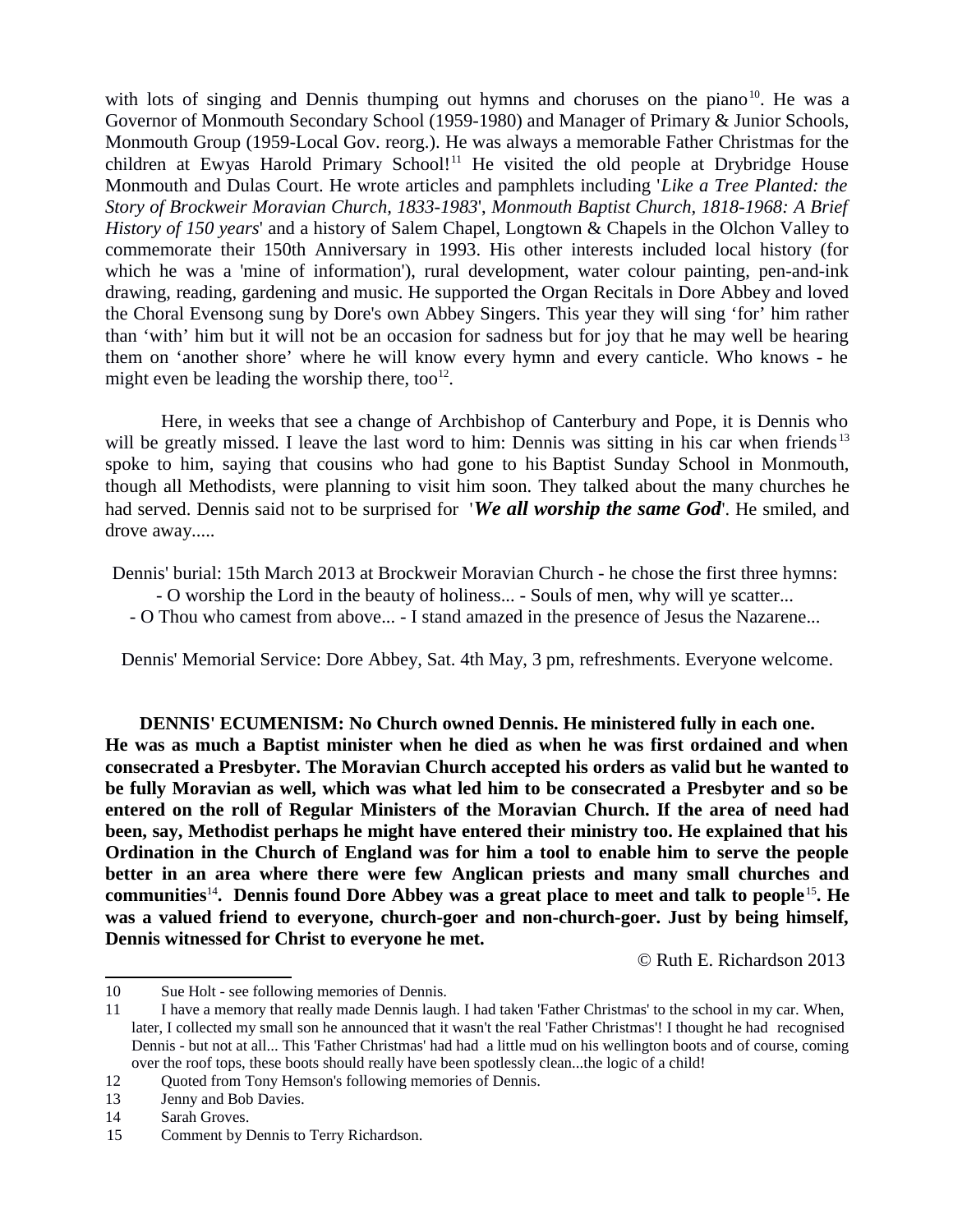with lots of singing and Dennis thumping out hymns and choruses on the piano[10]. He was a Governor of Monmouth Secondary School (1959-1980) and Manager of Primary & Junior Schools, Monmouth Group (1959-Local Gov. reorg.). He was always a memorable Father Christmas for the children at Ewyas Harold Primary School![11] He visited the old people at Drybridge House Monmouth and Dulas Court. He wrote articles and pamphlets including '*Like a Tree Planted: the Story of Brockweir Moravian Church, 1833-1983*', *Monmouth Baptist Church, 1818-1968: A Brief History of 150 years*' and a history of Salem Chapel, Longtown & Chapels in the Olchon Valley to commemorate their 150th Anniversary in 1993. His other interests included local history (for which he was a 'mine of information'), rural development, water colour painting, pen-and-ink drawing, reading, gardening and music. He supported the Organ Recitals in Dore Abbey and loved the Choral Evensong sung by Dore's own Abbey Singers. This year they will sing 'for' him rather than 'with' him but it will not be an occasion for sadness but for joy that he may well be hearing them on 'another shore' where he will know every hymn and every canticle. Who knows - he might even be leading the worship there, too[12].

Here, in weeks that see a change of Archbishop of Canterbury and Pope, it is Dennis who will be greatly missed. I leave the last word to him: Dennis was sitting in his car when friends[13] spoke to him, saying that cousins who had gone to his Baptist Sunday School in Monmouth, though all Methodists, were planning to visit him soon. They talked about the many churches he had served. Dennis said not to be surprised for '***We all worship the same God***'. He smiled, and drove away.....

Dennis' burial: 15th March 2013 at Brockweir Moravian Church - he chose the first three hymns:
- O worship the Lord in the beauty of holiness... - Souls of men, why will ye scatter...
- O Thou who camest from above... - I stand amazed in the presence of Jesus the Nazarene...

Dennis' Memorial Service: Dore Abbey, Sat. 4th May, 3 pm, refreshments. Everyone welcome.

**DENNIS' ECUMENISM: No Church owned Dennis. He ministered fully in each one. He was as much a Baptist minister when he died as when he was first ordained and when consecrated a Presbyter. The Moravian Church accepted his orders as valid but he wanted to be fully Moravian as well, which was what led him to be consecrated a Presbyter and so be entered on the roll of Regular Ministers of the Moravian Church. If the area of need had been, say, Methodist perhaps he might have entered their ministry too. He explained that his Ordination in the Church of England was for him a tool to enable him to serve the people better in an area where there were few Anglican priests and many small churches and communities[14]. Dennis found Dore Abbey was a great place to meet and talk to people[15]. He was a valued friend to everyone, church-goer and non-church-goer. Just by being himself, Dennis witnessed for Christ to everyone he met.**

© Ruth E. Richardson 2013

---

10 Sue Holt - see following memories of Dennis.

11 I have a memory that really made Dennis laugh. I had taken 'Father Christmas' to the school in my car. When, later, I collected my small son he announced that it wasn't the real 'Father Christmas'! I thought he had recognised Dennis - but not at all... This 'Father Christmas' had had a little mud on his wellington boots and of course, coming over the roof tops, these boots should really have been spotlessly clean...the logic of a child!

12 Quoted from Tony Hemson's following memories of Dennis.

13 Jenny and Bob Davies.

14 Sarah Groves.

15 Comment by Dennis to Terry Richardson.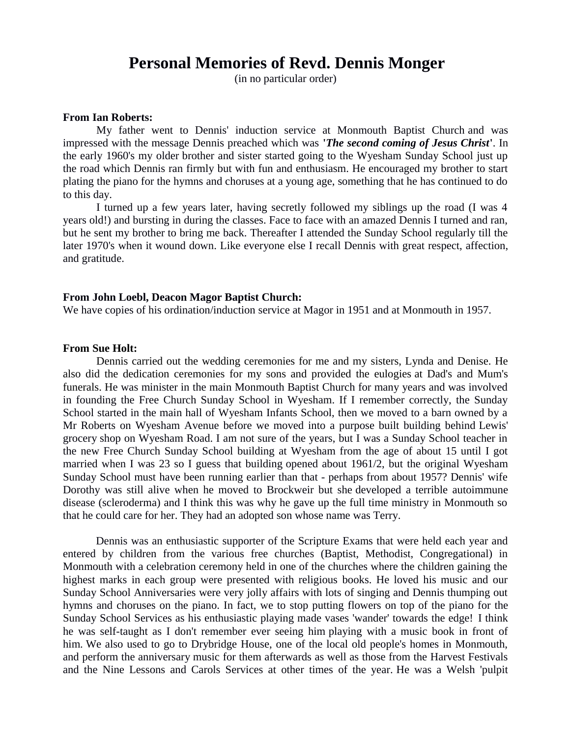# Personal Memories of Revd. Dennis Monger

(in no particular order)

**From Ian Roberts:**

My father went to Dennis' induction service at Monmouth Baptist Church and was impressed with the message Dennis preached which was **'*The second coming of Jesus Christ*'**. In the early 1960's my older brother and sister started going to the Wyesham Sunday School just up the road which Dennis ran firmly but with fun and enthusiasm. He encouraged my brother to start plating the piano for the hymns and choruses at a young age, something that he has continued to do to this day.

I turned up a few years later, having secretly followed my siblings up the road (I was 4 years old!) and bursting in during the classes. Face to face with an amazed Dennis I turned and ran, but he sent my brother to bring me back. Thereafter I attended the Sunday School regularly till the later 1970's when it wound down. Like everyone else I recall Dennis with great respect, affection, and gratitude.

**From John Loebl, Deacon Magor Baptist Church:**

We have copies of his ordination/induction service at Magor in 1951 and at Monmouth in 1957.

**From Sue Holt:**

Dennis carried out the wedding ceremonies for me and my sisters, Lynda and Denise. He also did the dedication ceremonies for my sons and provided the eulogies at Dad's and Mum's funerals. He was minister in the main Monmouth Baptist Church for many years and was involved in founding the Free Church Sunday School in Wyesham. If I remember correctly, the Sunday School started in the main hall of Wyesham Infants School, then we moved to a barn owned by a Mr Roberts on Wyesham Avenue before we moved into a purpose built building behind Lewis' grocery shop on Wyesham Road. I am not sure of the years, but I was a Sunday School teacher in the new Free Church Sunday School building at Wyesham from the age of about 15 until I got married when I was 23 so I guess that building opened about 1961/2, but the original Wyesham Sunday School must have been running earlier than that - perhaps from about 1957? Dennis' wife Dorothy was still alive when he moved to Brockweir but she developed a terrible autoimmune disease (scleroderma) and I think this was why he gave up the full time ministry in Monmouth so that he could care for her. They had an adopted son whose name was Terry.

Dennis was an enthusiastic supporter of the Scripture Exams that were held each year and entered by children from the various free churches (Baptist, Methodist, Congregational) in Monmouth with a celebration ceremony held in one of the churches where the children gaining the highest marks in each group were presented with religious books. He loved his music and our Sunday School Anniversaries were very jolly affairs with lots of singing and Dennis thumping out hymns and choruses on the piano. In fact, we to stop putting flowers on top of the piano for the Sunday School Services as his enthusiastic playing made vases 'wander' towards the edge! I think he was self-taught as I don't remember ever seeing him playing with a music book in front of him. We also used to go to Drybridge House, one of the local old people's homes in Monmouth, and perform the anniversary music for them afterwards as well as those from the Harvest Festivals and the Nine Lessons and Carols Services at other times of the year. He was a Welsh 'pulpit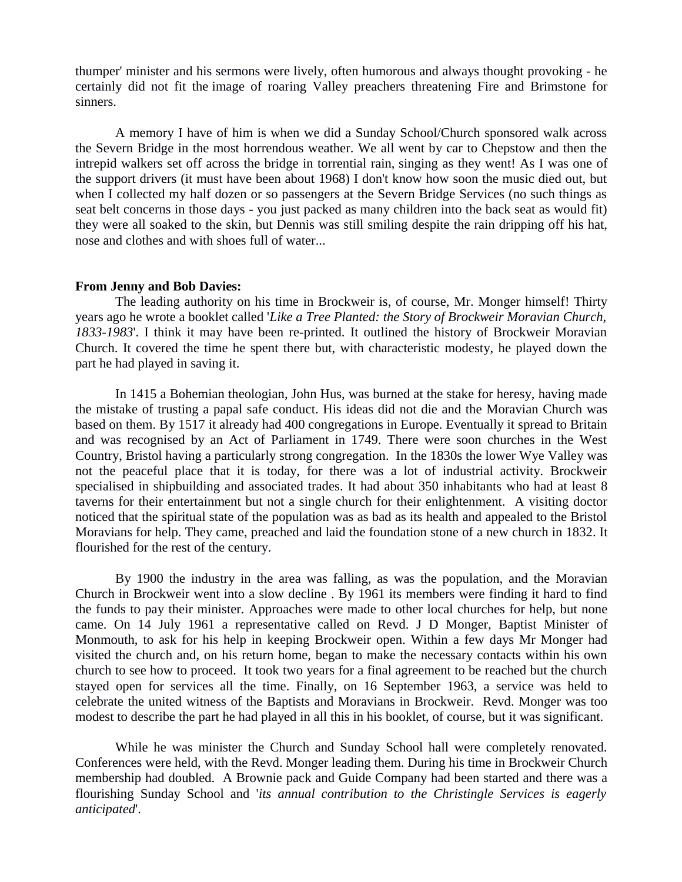thumper' minister and his sermons were lively, often humorous and always thought provoking - he certainly did not fit the image of roaring Valley preachers threatening Fire and Brimstone for sinners.

A memory I have of him is when we did a Sunday School/Church sponsored walk across the Severn Bridge in the most horrendous weather. We all went by car to Chepstow and then the intrepid walkers set off across the bridge in torrential rain, singing as they went! As I was one of the support drivers (it must have been about 1968) I don't know how soon the music died out, but when I collected my half dozen or so passengers at the Severn Bridge Services (no such things as seat belt concerns in those days - you just packed as many children into the back seat as would fit) they were all soaked to the skin, but Dennis was still smiling despite the rain dripping off his hat, nose and clothes and with shoes full of water...

**From Jenny and Bob Davies:**

The leading authority on his time in Brockweir is, of course, Mr. Monger himself! Thirty years ago he wrote a booklet called '*Like a Tree Planted: the Story of Brockweir Moravian Church, 1833-1983*'. I think it may have been re-printed. It outlined the history of Brockweir Moravian Church. It covered the time he spent there but, with characteristic modesty, he played down the part he had played in saving it.

In 1415 a Bohemian theologian, John Hus, was burned at the stake for heresy, having made the mistake of trusting a papal safe conduct. His ideas did not die and the Moravian Church was based on them. By 1517 it already had 400 congregations in Europe. Eventually it spread to Britain and was recognised by an Act of Parliament in 1749. There were soon churches in the West Country, Bristol having a particularly strong congregation. In the 1830s the lower Wye Valley was not the peaceful place that it is today, for there was a lot of industrial activity. Brockweir specialised in shipbuilding and associated trades. It had about 350 inhabitants who had at least 8 taverns for their entertainment but not a single church for their enlightenment. A visiting doctor noticed that the spiritual state of the population was as bad as its health and appealed to the Bristol Moravians for help. They came, preached and laid the foundation stone of a new church in 1832. It flourished for the rest of the century.

By 1900 the industry in the area was falling, as was the population, and the Moravian Church in Brockweir went into a slow decline . By 1961 its members were finding it hard to find the funds to pay their minister. Approaches were made to other local churches for help, but none came. On 14 July 1961 a representative called on Revd. J D Monger, Baptist Minister of Monmouth, to ask for his help in keeping Brockweir open. Within a few days Mr Monger had visited the church and, on his return home, began to make the necessary contacts within his own church to see how to proceed. It took two years for a final agreement to be reached but the church stayed open for services all the time. Finally, on 16 September 1963, a service was held to celebrate the united witness of the Baptists and Moravians in Brockweir. Revd. Monger was too modest to describe the part he had played in all this in his booklet, of course, but it was significant.

While he was minister the Church and Sunday School hall were completely renovated. Conferences were held, with the Revd. Monger leading them. During his time in Brockweir Church membership had doubled. A Brownie pack and Guide Company had been started and there was a flourishing Sunday School and '*its annual contribution to the Christingle Services is eagerly anticipated*'.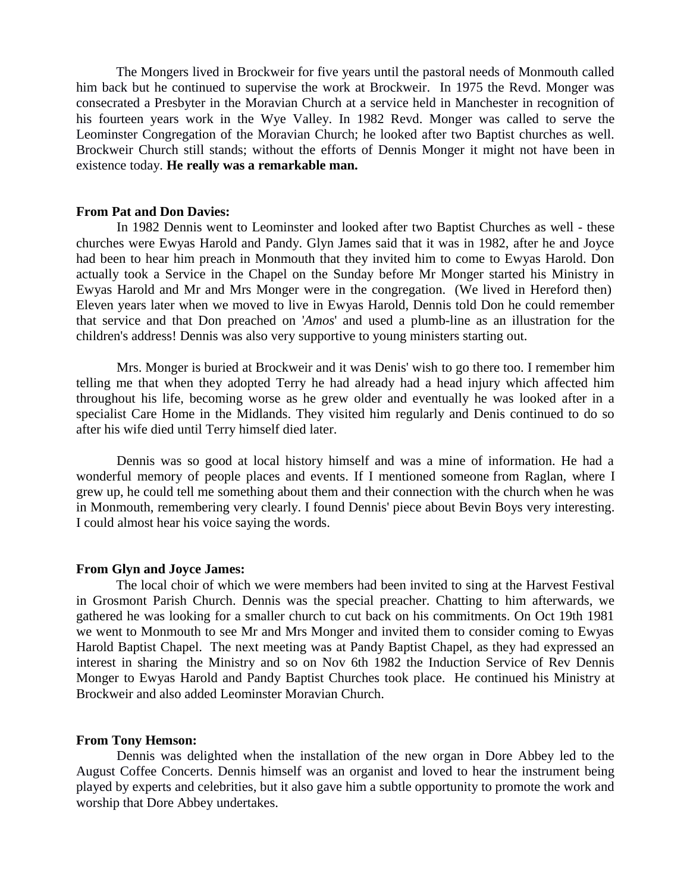The Mongers lived in Brockweir for five years until the pastoral needs of Monmouth called him back but he continued to supervise the work at Brockweir. In 1975 the Revd. Monger was consecrated a Presbyter in the Moravian Church at a service held in Manchester in recognition of his fourteen years work in the Wye Valley. In 1982 Revd. Monger was called to serve the Leominster Congregation of the Moravian Church; he looked after two Baptist churches as well. Brockweir Church still stands; without the efforts of Dennis Monger it might not have been in existence today. **He really was a remarkable man.**

**From Pat and Don Davies:**

In 1982 Dennis went to Leominster and looked after two Baptist Churches as well - these churches were Ewyas Harold and Pandy. Glyn James said that it was in 1982, after he and Joyce had been to hear him preach in Monmouth that they invited him to come to Ewyas Harold. Don actually took a Service in the Chapel on the Sunday before Mr Monger started his Ministry in Ewyas Harold and Mr and Mrs Monger were in the congregation. (We lived in Hereford then) Eleven years later when we moved to live in Ewyas Harold, Dennis told Don he could remember that service and that Don preached on '*Amos*' and used a plumb-line as an illustration for the children's address! Dennis was also very supportive to young ministers starting out.

Mrs. Monger is buried at Brockweir and it was Denis' wish to go there too. I remember him telling me that when they adopted Terry he had already had a head injury which affected him throughout his life, becoming worse as he grew older and eventually he was looked after in a specialist Care Home in the Midlands. They visited him regularly and Denis continued to do so after his wife died until Terry himself died later.

Dennis was so good at local history himself and was a mine of information. He had a wonderful memory of people places and events. If I mentioned someone from Raglan, where I grew up, he could tell me something about them and their connection with the church when he was in Monmouth, remembering very clearly. I found Dennis' piece about Bevin Boys very interesting. I could almost hear his voice saying the words.

**From Glyn and Joyce James:**

The local choir of which we were members had been invited to sing at the Harvest Festival in Grosmont Parish Church. Dennis was the special preacher. Chatting to him afterwards, we gathered he was looking for a smaller church to cut back on his commitments. On Oct 19th 1981 we went to Monmouth to see Mr and Mrs Monger and invited them to consider coming to Ewyas Harold Baptist Chapel. The next meeting was at Pandy Baptist Chapel, as they had expressed an interest in sharing the Ministry and so on Nov 6th 1982 the Induction Service of Rev Dennis Monger to Ewyas Harold and Pandy Baptist Churches took place. He continued his Ministry at Brockweir and also added Leominster Moravian Church.

**From Tony Hemson:**

Dennis was delighted when the installation of the new organ in Dore Abbey led to the August Coffee Concerts. Dennis himself was an organist and loved to hear the instrument being played by experts and celebrities, but it also gave him a subtle opportunity to promote the work and worship that Dore Abbey undertakes.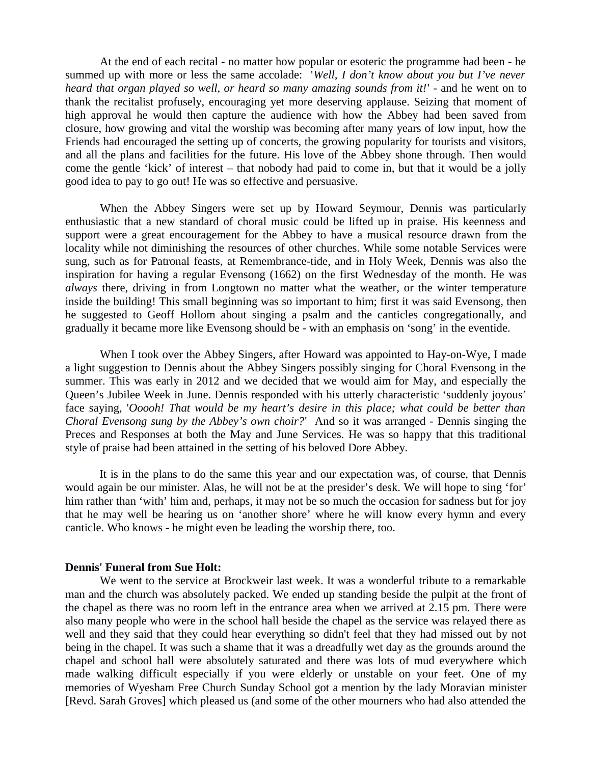At the end of each recital - no matter how popular or esoteric the programme had been - he summed up with more or less the same accolade: '*Well, I don't know about you but I've never heard that organ played so well, or heard so many amazing sounds from it!*' - and he went on to thank the recitalist profusely, encouraging yet more deserving applause. Seizing that moment of high approval he would then capture the audience with how the Abbey had been saved from closure, how growing and vital the worship was becoming after many years of low input, how the Friends had encouraged the setting up of concerts, the growing popularity for tourists and visitors, and all the plans and facilities for the future. His love of the Abbey shone through. Then would come the gentle 'kick' of interest – that nobody had paid to come in, but that it would be a jolly good idea to pay to go out! He was so effective and persuasive.

When the Abbey Singers were set up by Howard Seymour, Dennis was particularly enthusiastic that a new standard of choral music could be lifted up in praise. His keenness and support were a great encouragement for the Abbey to have a musical resource drawn from the locality while not diminishing the resources of other churches. While some notable Services were sung, such as for Patronal feasts, at Remembrance-tide, and in Holy Week, Dennis was also the inspiration for having a regular Evensong (1662) on the first Wednesday of the month. He was *always* there, driving in from Longtown no matter what the weather, or the winter temperature inside the building! This small beginning was so important to him; first it was said Evensong, then he suggested to Geoff Hollom about singing a psalm and the canticles congregationally, and gradually it became more like Evensong should be - with an emphasis on 'song' in the eventide.

When I took over the Abbey Singers, after Howard was appointed to Hay-on-Wye, I made a light suggestion to Dennis about the Abbey Singers possibly singing for Choral Evensong in the summer. This was early in 2012 and we decided that we would aim for May, and especially the Queen's Jubilee Week in June. Dennis responded with his utterly characteristic 'suddenly joyous' face saying, '*Ooooh! That would be my heart's desire in this place; what could be better than Choral Evensong sung by the Abbey's own choir?*' And so it was arranged - Dennis singing the Preces and Responses at both the May and June Services. He was so happy that this traditional style of praise had been attained in the setting of his beloved Dore Abbey.

It is in the plans to do the same this year and our expectation was, of course, that Dennis would again be our minister. Alas, he will not be at the presider's desk. We will hope to sing 'for' him rather than 'with' him and, perhaps, it may not be so much the occasion for sadness but for joy that he may well be hearing us on 'another shore' where he will know every hymn and every canticle. Who knows - he might even be leading the worship there, too.

**Dennis' Funeral from Sue Holt:**

We went to the service at Brockweir last week. It was a wonderful tribute to a remarkable man and the church was absolutely packed. We ended up standing beside the pulpit at the front of the chapel as there was no room left in the entrance area when we arrived at 2.15 pm. There were also many people who were in the school hall beside the chapel as the service was relayed there as well and they said that they could hear everything so didn't feel that they had missed out by not being in the chapel. It was such a shame that it was a dreadfully wet day as the grounds around the chapel and school hall were absolutely saturated and there was lots of mud everywhere which made walking difficult especially if you were elderly or unstable on your feet. One of my memories of Wyesham Free Church Sunday School got a mention by the lady Moravian minister [Revd. Sarah Groves] which pleased us (and some of the other mourners who had also attended the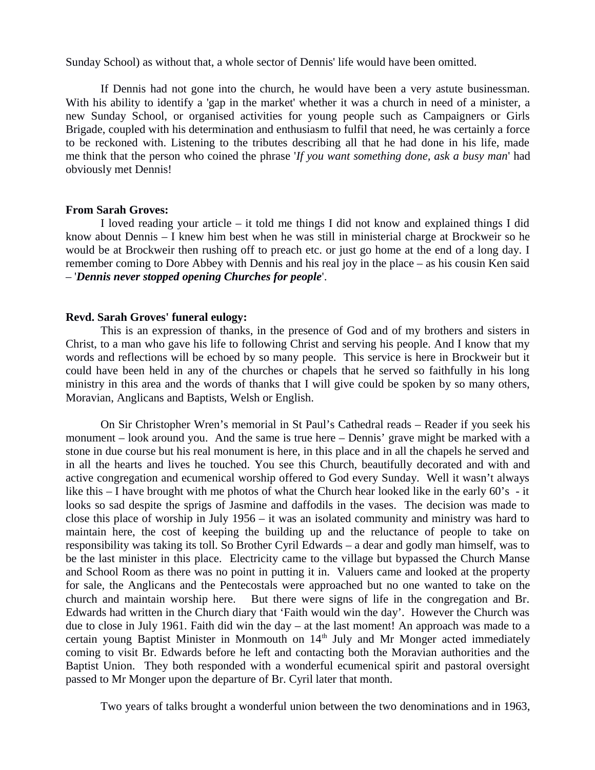Sunday School) as without that, a whole sector of Dennis' life would have been omitted.

If Dennis had not gone into the church, he would have been a very astute businessman. With his ability to identify a 'gap in the market' whether it was a church in need of a minister, a new Sunday School, or organised activities for young people such as Campaigners or Girls Brigade, coupled with his determination and enthusiasm to fulfil that need, he was certainly a force to be reckoned with. Listening to the tributes describing all that he had done in his life, made me think that the person who coined the phrase '*If you want something done, ask a busy man*' had obviously met Dennis!

**From Sarah Groves:**

I loved reading your article – it told me things I did not know and explained things I did know about Dennis – I knew him best when he was still in ministerial charge at Brockweir so he would be at Brockweir then rushing off to preach etc. or just go home at the end of a long day. I remember coming to Dore Abbey with Dennis and his real joy in the place – as his cousin Ken said – '***Dennis never stopped opening Churches for people***'.

**Revd. Sarah Groves' funeral eulogy:**

This is an expression of thanks, in the presence of God and of my brothers and sisters in Christ, to a man who gave his life to following Christ and serving his people. And I know that my words and reflections will be echoed by so many people. This service is here in Brockweir but it could have been held in any of the churches or chapels that he served so faithfully in his long ministry in this area and the words of thanks that I will give could be spoken by so many others, Moravian, Anglicans and Baptists, Welsh or English.

On Sir Christopher Wren's memorial in St Paul's Cathedral reads – Reader if you seek his monument – look around you. And the same is true here – Dennis' grave might be marked with a stone in due course but his real monument is here, in this place and in all the chapels he served and in all the hearts and lives he touched. You see this Church, beautifully decorated and with and active congregation and ecumenical worship offered to God every Sunday. Well it wasn't always like this – I have brought with me photos of what the Church hear looked like in the early 60's - it looks so sad despite the sprigs of Jasmine and daffodils in the vases. The decision was made to close this place of worship in July 1956 – it was an isolated community and ministry was hard to maintain here, the cost of keeping the building up and the reluctance of people to take on responsibility was taking its toll. So Brother Cyril Edwards – a dear and godly man himself, was to be the last minister in this place. Electricity came to the village but bypassed the Church Manse and School Room as there was no point in putting it in. Valuers came and looked at the property for sale, the Anglicans and the Pentecostals were approached but no one wanted to take on the church and maintain worship here. But there were signs of life in the congregation and Br. Edwards had written in the Church diary that 'Faith would win the day'. However the Church was due to close in July 1961. Faith did win the day – at the last moment! An approach was made to a certain young Baptist Minister in Monmouth on 14th July and Mr Monger acted immediately coming to visit Br. Edwards before he left and contacting both the Moravian authorities and the Baptist Union. They both responded with a wonderful ecumenical spirit and pastoral oversight passed to Mr Monger upon the departure of Br. Cyril later that month.

Two years of talks brought a wonderful union between the two denominations and in 1963,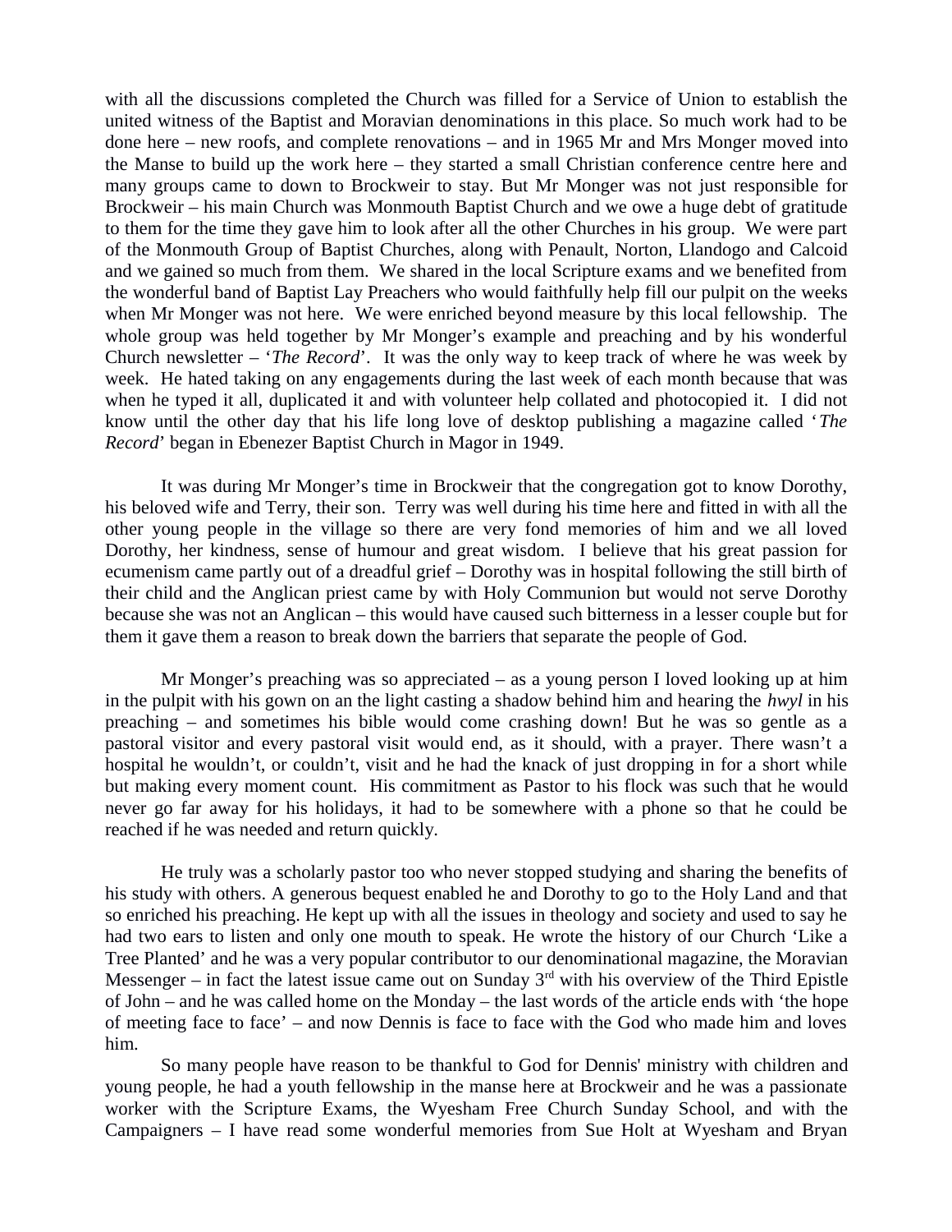with all the discussions completed the Church was filled for a Service of Union to establish the united witness of the Baptist and Moravian denominations in this place. So much work had to be done here – new roofs, and complete renovations – and in 1965 Mr and Mrs Monger moved into the Manse to build up the work here – they started a small Christian conference centre here and many groups came to down to Brockweir to stay. But Mr Monger was not just responsible for Brockweir – his main Church was Monmouth Baptist Church and we owe a huge debt of gratitude to them for the time they gave him to look after all the other Churches in his group. We were part of the Monmouth Group of Baptist Churches, along with Penault, Norton, Llandogo and Calcoid and we gained so much from them. We shared in the local Scripture exams and we benefited from the wonderful band of Baptist Lay Preachers who would faithfully help fill our pulpit on the weeks when Mr Monger was not here. We were enriched beyond measure by this local fellowship. The whole group was held together by Mr Monger's example and preaching and by his wonderful Church newsletter – '*The Record*'. It was the only way to keep track of where he was week by week. He hated taking on any engagements during the last week of each month because that was when he typed it all, duplicated it and with volunteer help collated and photocopied it. I did not know until the other day that his life long love of desktop publishing a magazine called '*The Record*' began in Ebenezer Baptist Church in Magor in 1949.

It was during Mr Monger's time in Brockweir that the congregation got to know Dorothy, his beloved wife and Terry, their son. Terry was well during his time here and fitted in with all the other young people in the village so there are very fond memories of him and we all loved Dorothy, her kindness, sense of humour and great wisdom. I believe that his great passion for ecumenism came partly out of a dreadful grief – Dorothy was in hospital following the still birth of their child and the Anglican priest came by with Holy Communion but would not serve Dorothy because she was not an Anglican – this would have caused such bitterness in a lesser couple but for them it gave them a reason to break down the barriers that separate the people of God.

Mr Monger's preaching was so appreciated – as a young person I loved looking up at him in the pulpit with his gown on an the light casting a shadow behind him and hearing the *hwyl* in his preaching – and sometimes his bible would come crashing down! But he was so gentle as a pastoral visitor and every pastoral visit would end, as it should, with a prayer. There wasn't a hospital he wouldn't, or couldn't, visit and he had the knack of just dropping in for a short while but making every moment count. His commitment as Pastor to his flock was such that he would never go far away for his holidays, it had to be somewhere with a phone so that he could be reached if he was needed and return quickly.

He truly was a scholarly pastor too who never stopped studying and sharing the benefits of his study with others. A generous bequest enabled he and Dorothy to go to the Holy Land and that so enriched his preaching. He kept up with all the issues in theology and society and used to say he had two ears to listen and only one mouth to speak. He wrote the history of our Church 'Like a Tree Planted' and he was a very popular contributor to our denominational magazine, the Moravian Messenger – in fact the latest issue came out on Sunday 3rd with his overview of the Third Epistle of John – and he was called home on the Monday – the last words of the article ends with 'the hope of meeting face to face' – and now Dennis is face to face with the God who made him and loves him.

So many people have reason to be thankful to God for Dennis' ministry with children and young people, he had a youth fellowship in the manse here at Brockweir and he was a passionate worker with the Scripture Exams, the Wyesham Free Church Sunday School, and with the Campaigners – I have read some wonderful memories from Sue Holt at Wyesham and Bryan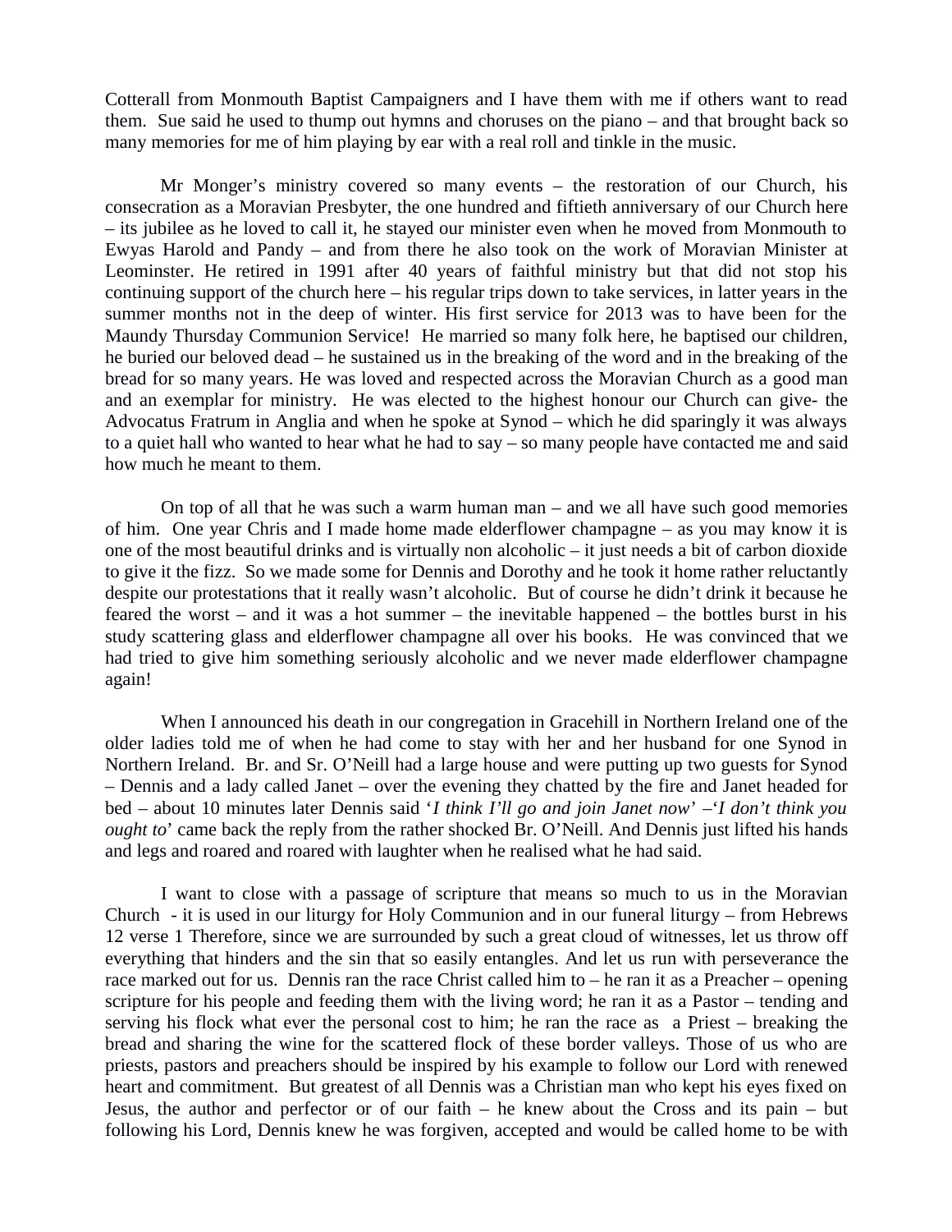Cotterall from Monmouth Baptist Campaigners and I have them with me if others want to read them. Sue said he used to thump out hymns and choruses on the piano – and that brought back so many memories for me of him playing by ear with a real roll and tinkle in the music.

Mr Monger's ministry covered so many events – the restoration of our Church, his consecration as a Moravian Presbyter, the one hundred and fiftieth anniversary of our Church here – its jubilee as he loved to call it, he stayed our minister even when he moved from Monmouth to Ewyas Harold and Pandy – and from there he also took on the work of Moravian Minister at Leominster. He retired in 1991 after 40 years of faithful ministry but that did not stop his continuing support of the church here – his regular trips down to take services, in latter years in the summer months not in the deep of winter. His first service for 2013 was to have been for the Maundy Thursday Communion Service! He married so many folk here, he baptised our children, he buried our beloved dead – he sustained us in the breaking of the word and in the breaking of the bread for so many years. He was loved and respected across the Moravian Church as a good man and an exemplar for ministry. He was elected to the highest honour our Church can give- the Advocatus Fratrum in Anglia and when he spoke at Synod – which he did sparingly it was always to a quiet hall who wanted to hear what he had to say – so many people have contacted me and said how much he meant to them.

On top of all that he was such a warm human man – and we all have such good memories of him. One year Chris and I made home made elderflower champagne – as you may know it is one of the most beautiful drinks and is virtually non alcoholic – it just needs a bit of carbon dioxide to give it the fizz. So we made some for Dennis and Dorothy and he took it home rather reluctantly despite our protestations that it really wasn't alcoholic. But of course he didn't drink it because he feared the worst – and it was a hot summer – the inevitable happened – the bottles burst in his study scattering glass and elderflower champagne all over his books. He was convinced that we had tried to give him something seriously alcoholic and we never made elderflower champagne again!

When I announced his death in our congregation in Gracehill in Northern Ireland one of the older ladies told me of when he had come to stay with her and her husband for one Synod in Northern Ireland. Br. and Sr. O'Neill had a large house and were putting up two guests for Synod – Dennis and a lady called Janet – over the evening they chatted by the fire and Janet headed for bed – about 10 minutes later Dennis said '*I think I'll go and join Janet now*' –'*I don't think you ought to*' came back the reply from the rather shocked Br. O'Neill. And Dennis just lifted his hands and legs and roared and roared with laughter when he realised what he had said.

I want to close with a passage of scripture that means so much to us in the Moravian Church - it is used in our liturgy for Holy Communion and in our funeral liturgy – from Hebrews 12 verse 1 Therefore, since we are surrounded by such a great cloud of witnesses, let us throw off everything that hinders and the sin that so easily entangles. And let us run with perseverance the race marked out for us. Dennis ran the race Christ called him to – he ran it as a Preacher – opening scripture for his people and feeding them with the living word; he ran it as a Pastor – tending and serving his flock what ever the personal cost to him; he ran the race as a Priest – breaking the bread and sharing the wine for the scattered flock of these border valleys. Those of us who are priests, pastors and preachers should be inspired by his example to follow our Lord with renewed heart and commitment. But greatest of all Dennis was a Christian man who kept his eyes fixed on Jesus, the author and perfector or of our faith – he knew about the Cross and its pain – but following his Lord, Dennis knew he was forgiven, accepted and would be called home to be with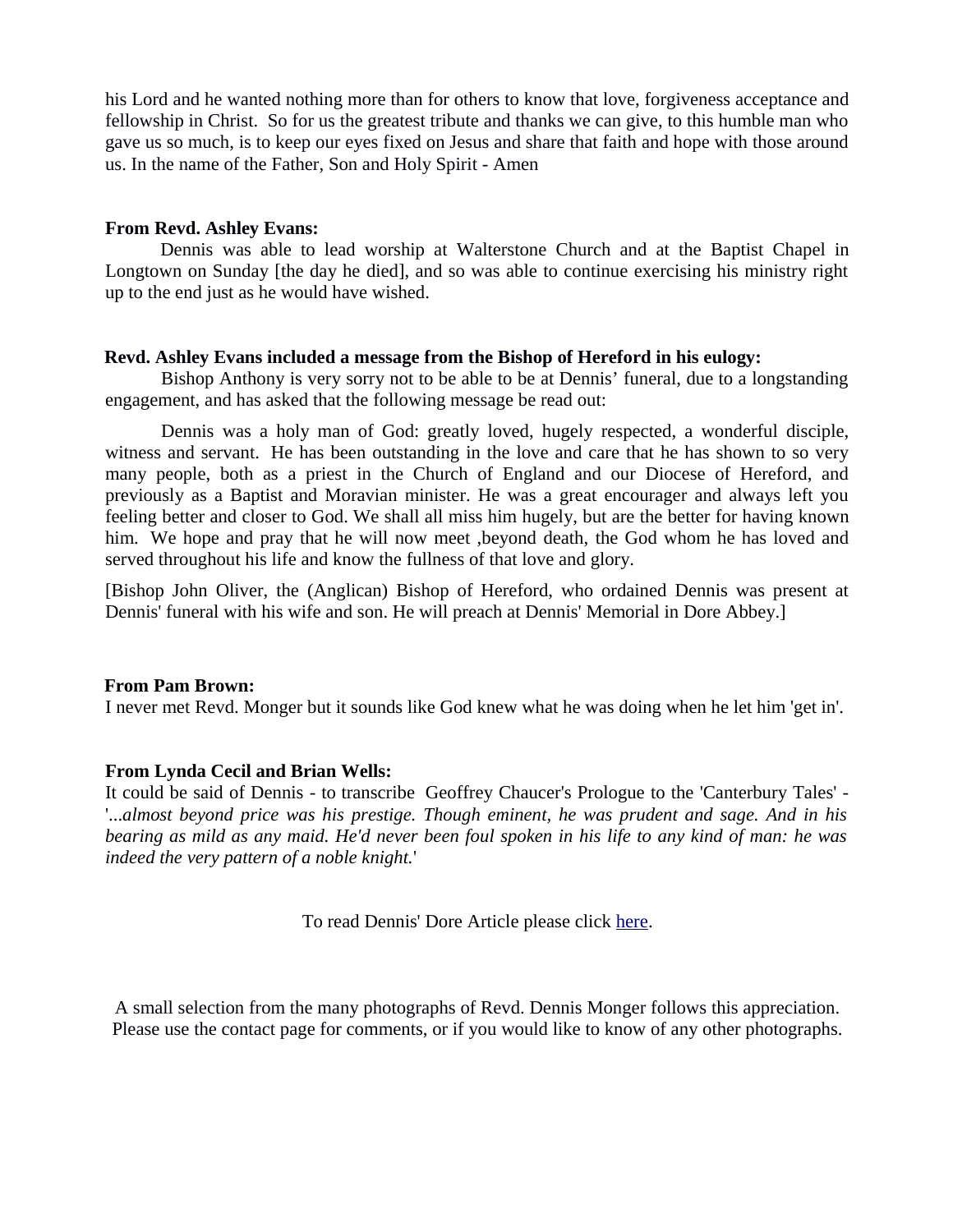his Lord and he wanted nothing more than for others to know that love, forgiveness acceptance and fellowship in Christ. So for us the greatest tribute and thanks we can give, to this humble man who gave us so much, is to keep our eyes fixed on Jesus and share that faith and hope with those around us. In the name of the Father, Son and Holy Spirit - Amen

**From Revd. Ashley Evans:**

Dennis was able to lead worship at Walterstone Church and at the Baptist Chapel in Longtown on Sunday [the day he died], and so was able to continue exercising his ministry right up to the end just as he would have wished.

**Revd. Ashley Evans included a message from the Bishop of Hereford in his eulogy:**

Bishop Anthony is very sorry not to be able to be at Dennis' funeral, due to a longstanding engagement, and has asked that the following message be read out:

Dennis was a holy man of God: greatly loved, hugely respected, a wonderful disciple, witness and servant. He has been outstanding in the love and care that he has shown to so very many people, both as a priest in the Church of England and our Diocese of Hereford, and previously as a Baptist and Moravian minister. He was a great encourager and always left you feeling better and closer to God. We shall all miss him hugely, but are the better for having known him. We hope and pray that he will now meet ,beyond death, the God whom he has loved and served throughout his life and know the fullness of that love and glory.

[Bishop John Oliver, the (Anglican) Bishop of Hereford, who ordained Dennis was present at Dennis' funeral with his wife and son. He will preach at Dennis' Memorial in Dore Abbey.]

**From Pam Brown:**

I never met Revd. Monger but it sounds like God knew what he was doing when he let him 'get in'.

**From Lynda Cecil and Brian Wells:**

It could be said of Dennis - to transcribe Geoffrey Chaucer's Prologue to the 'Canterbury Tales' - '*...almost beyond price was his prestige. Though eminent, he was prudent and sage. And in his bearing as mild as any maid. He'd never been foul spoken in his life to any kind of man: he was indeed the very pattern of a noble knight.*'

To read Dennis' Dore Article please click here.

A small selection from the many photographs of Revd. Dennis Monger follows this appreciation. Please use the contact page for comments, or if you would like to know of any other photographs.